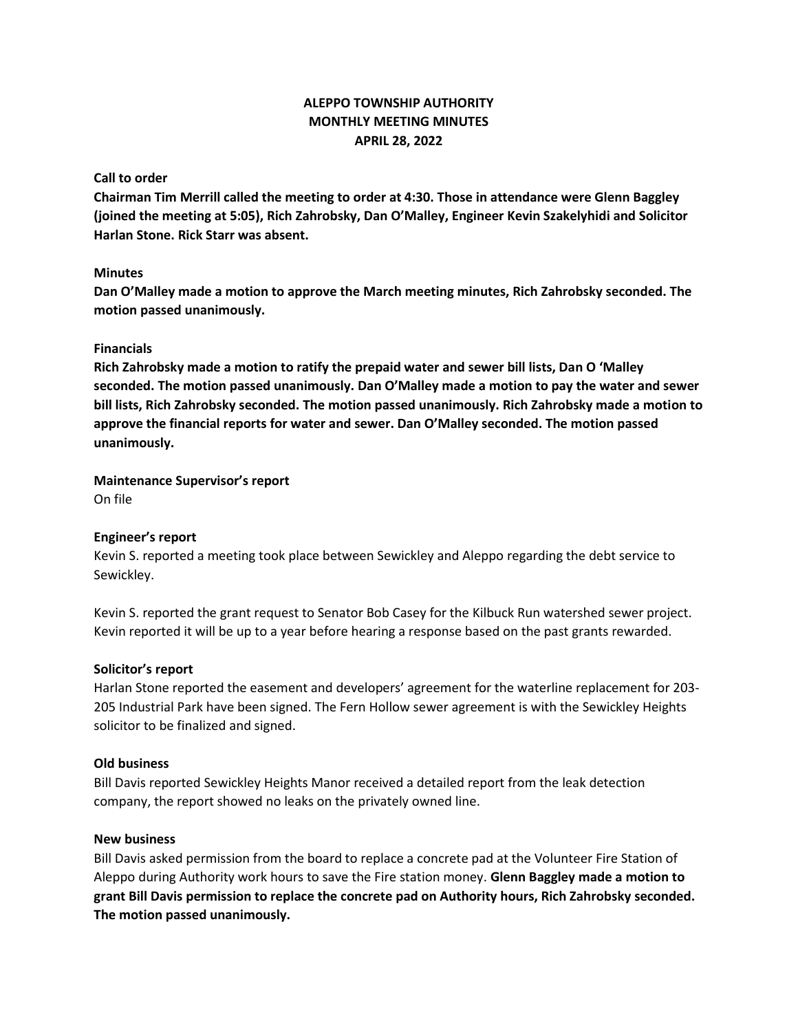# ALEPPO TOWNSHIP AUTHORITY
## MONTHLY MEETING MINUTES
### APRIL 28, 2022

**Call to order**

**Chairman Tim Merrill called the meeting to order at 4:30. Those in attendance were Glenn Baggley (joined the meeting at 5:05), Rich Zahrobsky, Dan O'Malley, Engineer Kevin Szakelyhidi and Solicitor Harlan Stone. Rick Starr was absent.**

**Minutes**

**Dan O'Malley made a motion to approve the March meeting minutes, Rich Zahrobsky seconded. The motion passed unanimously.**

**Financials**

**Rich Zahrobsky made a motion to ratify the prepaid water and sewer bill lists, Dan O 'Malley seconded. The motion passed unanimously. Dan O'Malley made a motion to pay the water and sewer bill lists, Rich Zahrobsky seconded. The motion passed unanimously. Rich Zahrobsky made a motion to approve the financial reports for water and sewer. Dan O'Malley seconded. The motion passed unanimously.**

**Maintenance Supervisor's report**

On file

**Engineer's report**

Kevin S. reported a meeting took place between Sewickley and Aleppo regarding the debt service to Sewickley.

Kevin S. reported the grant request to Senator Bob Casey for the Kilbuck Run watershed sewer project. Kevin reported it will be up to a year before hearing a response based on the past grants rewarded.

**Solicitor's report**

Harlan Stone reported the easement and developers' agreement for the waterline replacement for 203-205 Industrial Park have been signed. The Fern Hollow sewer agreement is with the Sewickley Heights solicitor to be finalized and signed.

**Old business**

Bill Davis reported Sewickley Heights Manor received a detailed report from the leak detection company, the report showed no leaks on the privately owned line.

**New business**

Bill Davis asked permission from the board to replace a concrete pad at the Volunteer Fire Station of Aleppo during Authority work hours to save the Fire station money. **Glenn Baggley made a motion to grant Bill Davis permission to replace the concrete pad on Authority hours, Rich Zahrobsky seconded. The motion passed unanimously.**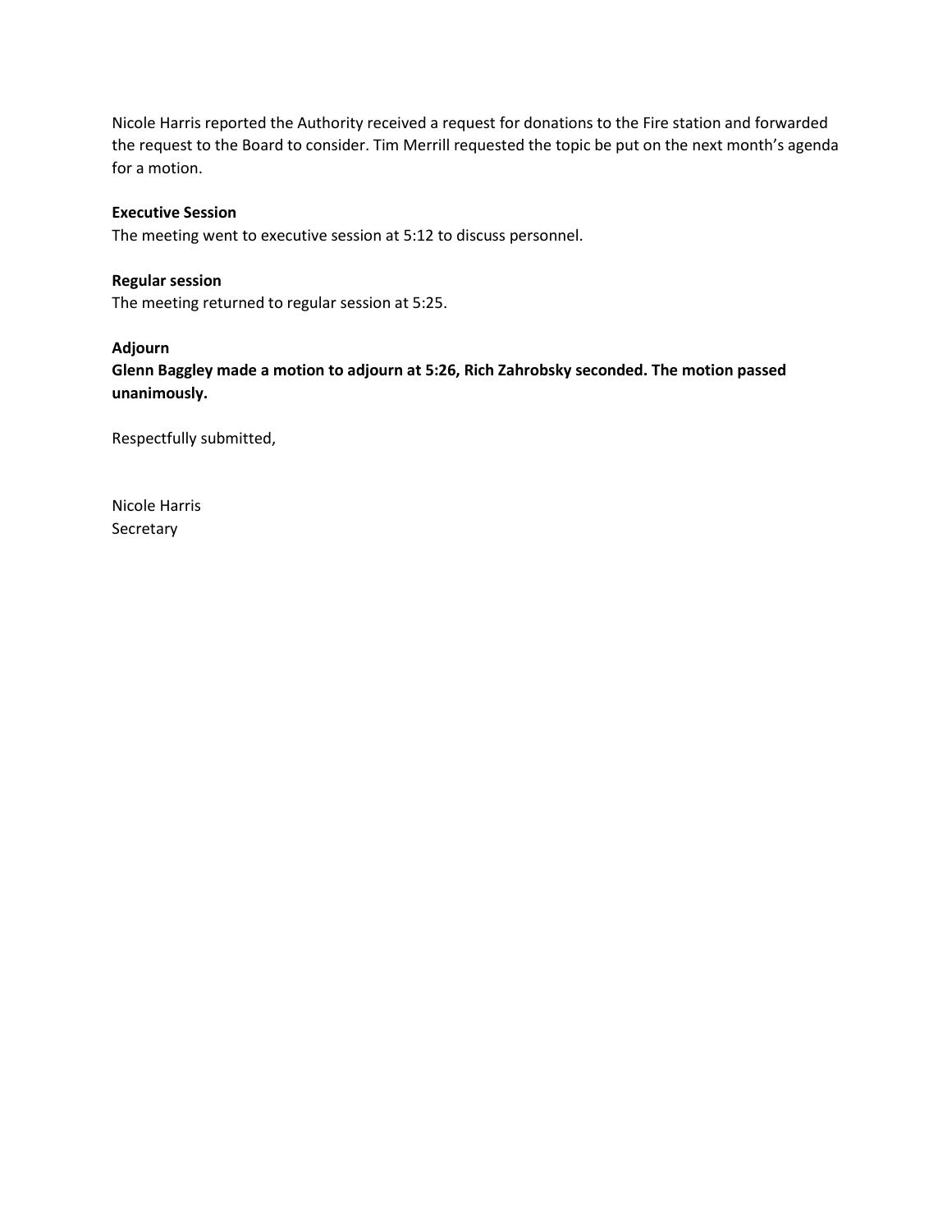Nicole Harris reported the Authority received a request for donations to the Fire station and forwarded the request to the Board to consider. Tim Merrill requested the topic be put on the next month's agenda for a motion.

**Executive Session**

The meeting went to executive session at 5:12 to discuss personnel.

**Regular session**

The meeting returned to regular session at 5:25.

**Adjourn**

**Glenn Baggley made a motion to adjourn at 5:26, Rich Zahrobsky seconded. The motion passed unanimously.**

Respectfully submitted,

Nicole Harris
Secretary